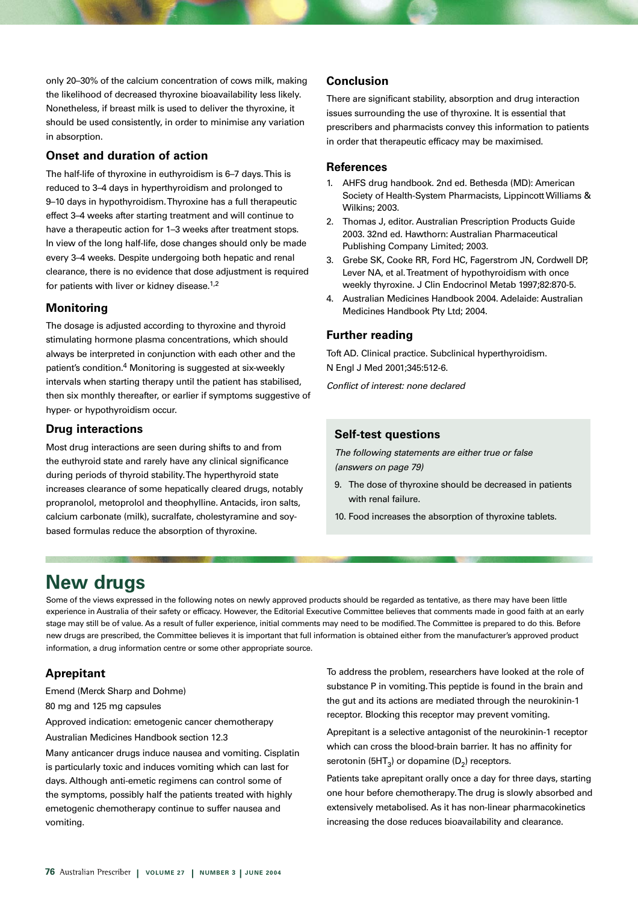only 20–30% of the calcium concentration of cows milk, making the likelihood of decreased thyroxine bioavailability less likely. Nonetheless, if breast milk is used to deliver the thyroxine, it should be used consistently, in order to minimise any variation in absorption.

### Onset and duration of action

The half-life of thyroxine in euthyroidism is 6–7 days. This is reduced to 3–4 days in hyperthyroidism and prolonged to 9–10 days in hypothyroidism. Thyroxine has a full therapeutic effect 3–4 weeks after starting treatment and will continue to have a therapeutic action for 1–3 weeks after treatment stops. In view of the long half-life, dose changes should only be made every 3–4 weeks. Despite undergoing both hepatic and renal clearance, there is no evidence that dose adjustment is required for patients with liver or kidney disease.[1,2]

### Monitoring

The dosage is adjusted according to thyroxine and thyroid stimulating hormone plasma concentrations, which should always be interpreted in conjunction with each other and the patient's condition.[4] Monitoring is suggested at six-weekly intervals when starting therapy until the patient has stabilised, then six monthly thereafter, or earlier if symptoms suggestive of hyper- or hypothyroidism occur.

### Drug interactions

Most drug interactions are seen during shifts to and from the euthyroid state and rarely have any clinical significance during periods of thyroid stability. The hyperthyroid state increases clearance of some hepatically cleared drugs, notably propranolol, metoprolol and theophylline. Antacids, iron salts, calcium carbonate (milk), sucralfate, cholestyramine and soy-based formulas reduce the absorption of thyroxine.

### Conclusion

There are significant stability, absorption and drug interaction issues surrounding the use of thyroxine. It is essential that prescribers and pharmacists convey this information to patients in order that therapeutic efficacy may be maximised.

### References

1. AHFS drug handbook. 2nd ed. Bethesda (MD): American Society of Health-System Pharmacists, Lippincott Williams & Wilkins; 2003.
2. Thomas J, editor. Australian Prescription Products Guide 2003. 32nd ed. Hawthorn: Australian Pharmaceutical Publishing Company Limited; 2003.
3. Grebe SK, Cooke RR, Ford HC, Fagerstrom JN, Cordwell DP, Lever NA, et al. Treatment of hypothyroidism with once weekly thyroxine. J Clin Endocrinol Metab 1997;82:870-5.
4. Australian Medicines Handbook 2004. Adelaide: Australian Medicines Handbook Pty Ltd; 2004.

### Further reading

Toft AD. Clinical practice. Subclinical hyperthyroidism. N Engl J Med 2001;345:512-6.

*Conflict of interest: none declared*

### Self-test questions

*The following statements are either true or false (answers on page 79)*

9. The dose of thyroxine should be decreased in patients with renal failure.
10. Food increases the absorption of thyroxine tablets.

# New drugs

Some of the views expressed in the following notes on newly approved products should be regarded as tentative, as there may have been little experience in Australia of their safety or efficacy. However, the Editorial Executive Committee believes that comments made in good faith at an early stage may still be of value. As a result of fuller experience, initial comments may need to be modified. The Committee is prepared to do this. Before new drugs are prescribed, the Committee believes it is important that full information is obtained either from the manufacturer's approved product information, a drug information centre or some other appropriate source.

### Aprepitant

Emend (Merck Sharp and Dohme)

80 mg and 125 mg capsules

Approved indication: emetogenic cancer chemotherapy

Australian Medicines Handbook section 12.3

Many anticancer drugs induce nausea and vomiting. Cisplatin is particularly toxic and induces vomiting which can last for days. Although anti-emetic regimens can control some of the symptoms, possibly half the patients treated with highly emetogenic chemotherapy continue to suffer nausea and vomiting.

To address the problem, researchers have looked at the role of substance P in vomiting. This peptide is found in the brain and the gut and its actions are mediated through the neurokinin-1 receptor. Blocking this receptor may prevent vomiting.

Aprepitant is a selective antagonist of the neurokinin-1 receptor which can cross the blood-brain barrier. It has no affinity for serotonin ($5HT_3$) or dopamine ($D_2$) receptors.

Patients take aprepitant orally once a day for three days, starting one hour before chemotherapy. The drug is slowly absorbed and extensively metabolised. As it has non-linear pharmacokinetics increasing the dose reduces bioavailability and clearance.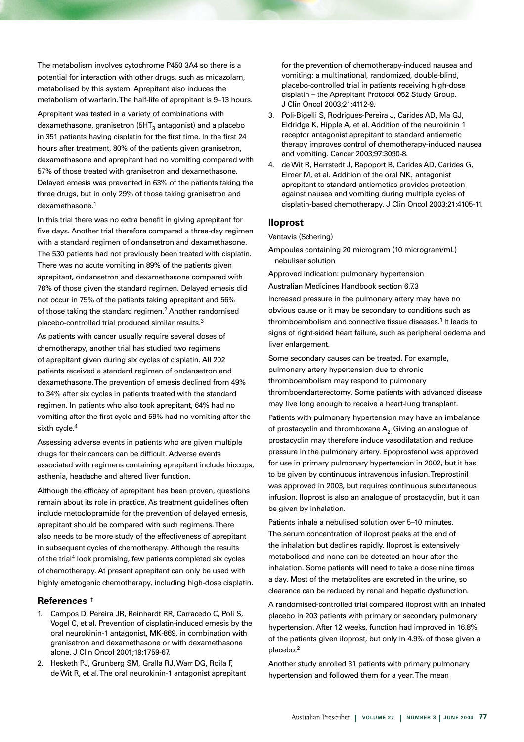The metabolism involves cytochrome P450 3A4 so there is a potential for interaction with other drugs, such as midazolam, metabolised by this system. Aprepitant also induces the metabolism of warfarin. The half-life of aprepitant is 9–13 hours.

Aprepitant was tested in a variety of combinations with dexamethasone, granisetron ($5HT_3$ antagonist) and a placebo in 351 patients having cisplatin for the first time. In the first 24 hours after treatment, 80% of the patients given granisetron, dexamethasone and aprepitant had no vomiting compared with 57% of those treated with granisetron and dexamethasone. Delayed emesis was prevented in 63% of the patients taking the three drugs, but in only 29% of those taking granisetron and dexamethasone.[1]

In this trial there was no extra benefit in giving aprepitant for five days. Another trial therefore compared a three-day regimen with a standard regimen of ondansetron and dexamethasone. The 530 patients had not previously been treated with cisplatin. There was no acute vomiting in 89% of the patients given aprepitant, ondansetron and dexamethasone compared with 78% of those given the standard regimen. Delayed emesis did not occur in 75% of the patients taking aprepitant and 56% of those taking the standard regimen.[2] Another randomised placebo-controlled trial produced similar results.[3]

As patients with cancer usually require several doses of chemotherapy, another trial has studied two regimens of aprepitant given during six cycles of cisplatin. All 202 patients received a standard regimen of ondansetron and dexamethasone. The prevention of emesis declined from 49% to 34% after six cycles in patients treated with the standard regimen. In patients who also took aprepitant, 64% had no vomiting after the first cycle and 59% had no vomiting after the sixth cycle.[4]

Assessing adverse events in patients who are given multiple drugs for their cancers can be difficult. Adverse events associated with regimens containing aprepitant include hiccups, asthenia, headache and altered liver function.

Although the efficacy of aprepitant has been proven, questions remain about its role in practice. As treatment guidelines often include metoclopramide for the prevention of delayed emesis, aprepitant should be compared with such regimens. There also needs to be more study of the effectiveness of aprepitant in subsequent cycles of chemotherapy. Although the results of the trial[4] look promising, few patients completed six cycles of chemotherapy. At present aprepitant can only be used with highly emetogenic chemotherapy, including high-dose cisplatin.

### References †

1. Campos D, Pereira JR, Reinhardt RR, Carracedo C, Poli S, Vogel C, et al. Prevention of cisplatin-induced emesis by the oral neurokinin-1 antagonist, MK-869, in combination with granisetron and dexamethasone or with dexamethasone alone. J Clin Oncol 2001;19:1759-67.
2. Hesketh PJ, Grunberg SM, Gralla RJ, Warr DG, Roila F, de Wit R, et al. The oral neurokinin-1 antagonist aprepitant for the prevention of chemotherapy-induced nausea and vomiting: a multinational, randomized, double-blind, placebo-controlled trial in patients receiving high-dose cisplatin – the Aprepitant Protocol 052 Study Group. J Clin Oncol 2003;21:4112-9.
3. Poli-Bigelli S, Rodrigues-Pereira J, Carides AD, Ma GJ, Eldridge K, Hipple A, et al. Addition of the neurokinin 1 receptor antagonist aprepitant to standard antiemetic therapy improves control of chemotherapy-induced nausea and vomiting. Cancer 2003;97:3090-8.
4. de Wit R, Herrstedt J, Rapoport B, Carides AD, Carides G, Elmer M, et al. Addition of the oral $NK_1$ antagonist aprepitant to standard antiemetics provides protection against nausea and vomiting during multiple cycles of cisplatin-based chemotherapy. J Clin Oncol 2003;21:4105-11.

## Iloprost

Ventavis (Schering)

Ampoules containing 20 microgram (10 microgram/mL) nebuliser solution

Approved indication: pulmonary hypertension

Australian Medicines Handbook section 6.7.3

Increased pressure in the pulmonary artery may have no obvious cause or it may be secondary to conditions such as thromboembolism and connective tissue diseases.[1] It leads to signs of right-sided heart failure, such as peripheral oedema and liver enlargement.

Some secondary causes can be treated. For example, pulmonary artery hypertension due to chronic thromboembolism may respond to pulmonary thromboendarterectomy. Some patients with advanced disease may live long enough to receive a heart-lung transplant.

Patients with pulmonary hypertension may have an imbalance of prostacyclin and thromboxane $A_2$. Giving an analogue of prostacyclin may therefore induce vasodilatation and reduce pressure in the pulmonary artery. Epoprostenol was approved for use in primary pulmonary hypertension in 2002, but it has to be given by continuous intravenous infusion. Treprostinil was approved in 2003, but requires continuous subcutaneous infusion. Iloprost is also an analogue of prostacyclin, but it can be given by inhalation.

Patients inhale a nebulised solution over 5–10 minutes. The serum concentration of iloprost peaks at the end of the inhalation but declines rapidly. Iloprost is extensively metabolised and none can be detected an hour after the inhalation. Some patients will need to take a dose nine times a day. Most of the metabolites are excreted in the urine, so clearance can be reduced by renal and hepatic dysfunction.

A randomised-controlled trial compared iloprost with an inhaled placebo in 203 patients with primary or secondary pulmonary hypertension. After 12 weeks, function had improved in 16.8% of the patients given iloprost, but only in 4.9% of those given a placebo.[2]

Another study enrolled 31 patients with primary pulmonary hypertension and followed them for a year. The mean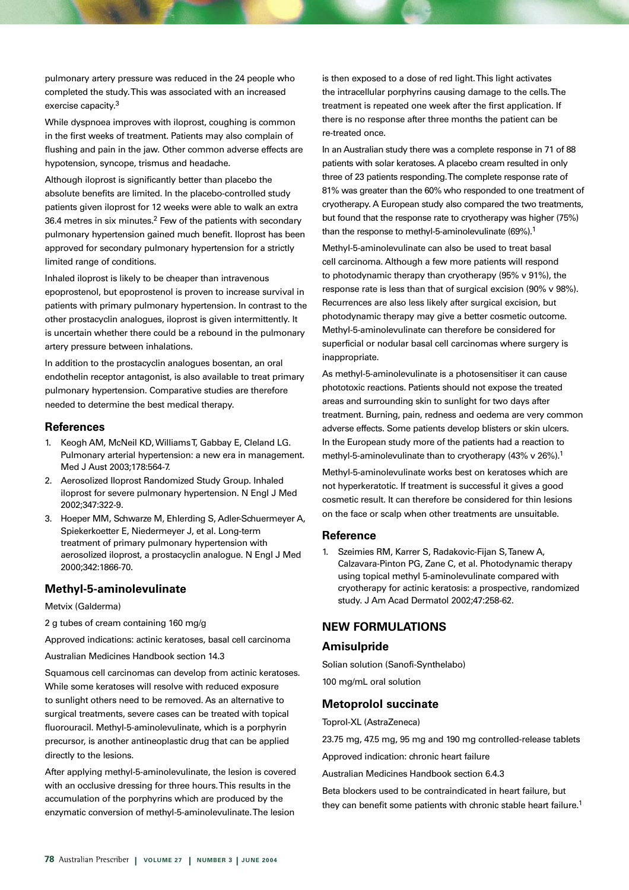pulmonary artery pressure was reduced in the 24 people who completed the study. This was associated with an increased exercise capacity.[3]

While dyspnoea improves with iloprost, coughing is common in the first weeks of treatment. Patients may also complain of flushing and pain in the jaw. Other common adverse effects are hypotension, syncope, trismus and headache.

Although iloprost is significantly better than placebo the absolute benefits are limited. In the placebo-controlled study patients given iloprost for 12 weeks were able to walk an extra 36.4 metres in six minutes.[2] Few of the patients with secondary pulmonary hypertension gained much benefit. Iloprost has been approved for secondary pulmonary hypertension for a strictly limited range of conditions.

Inhaled iloprost is likely to be cheaper than intravenous epoprostenol, but epoprostenol is proven to increase survival in patients with primary pulmonary hypertension. In contrast to the other prostacyclin analogues, iloprost is given intermittently. It is uncertain whether there could be a rebound in the pulmonary artery pressure between inhalations.

In addition to the prostacyclin analogues bosentan, an oral endothelin receptor antagonist, is also available to treat primary pulmonary hypertension. Comparative studies are therefore needed to determine the best medical therapy.

### References

1. Keogh AM, McNeil KD, Williams T, Gabbay E, Cleland LG. Pulmonary arterial hypertension: a new era in management. Med J Aust 2003;178:564-7.
2. Aerosolized Iloprost Randomized Study Group. Inhaled iloprost for severe pulmonary hypertension. N Engl J Med 2002;347:322-9.
3. Hoeper MM, Schwarze M, Ehlerding S, Adler-Schuermeyer A, Spiekerkoetter E, Niedermeyer J, et al. Long-term treatment of primary pulmonary hypertension with aerosolized iloprost, a prostacyclin analogue. N Engl J Med 2000;342:1866-70.

### Methyl-5-aminolevulinate

Metvix (Galderma)

2 g tubes of cream containing 160 mg/g

Approved indications: actinic keratoses, basal cell carcinoma

Australian Medicines Handbook section 14.3

Squamous cell carcinomas can develop from actinic keratoses. While some keratoses will resolve with reduced exposure to sunlight others need to be removed. As an alternative to surgical treatments, severe cases can be treated with topical fluorouracil. Methyl-5-aminolevulinate, which is a porphyrin precursor, is another antineoplastic drug that can be applied directly to the lesions.

After applying methyl-5-aminolevulinate, the lesion is covered with an occlusive dressing for three hours. This results in the accumulation of the porphyrins which are produced by the enzymatic conversion of methyl-5-aminolevulinate. The lesion is then exposed to a dose of red light. This light activates the intracellular porphyrins causing damage to the cells. The treatment is repeated one week after the first application. If there is no response after three months the patient can be re-treated once.

In an Australian study there was a complete response in 71 of 88 patients with solar keratoses. A placebo cream resulted in only three of 23 patients responding. The complete response rate of 81% was greater than the 60% who responded to one treatment of cryotherapy. A European study also compared the two treatments, but found that the response rate to cryotherapy was higher (75%) than the response to methyl-5-aminolevulinate (69%).[1]

Methyl-5-aminolevulinate can also be used to treat basal cell carcinoma. Although a few more patients will respond to photodynamic therapy than cryotherapy (95% v 91%), the response rate is less than that of surgical excision (90% v 98%). Recurrences are also less likely after surgical excision, but photodynamic therapy may give a better cosmetic outcome. Methyl-5-aminolevulinate can therefore be considered for superficial or nodular basal cell carcinomas where surgery is inappropriate.

As methyl-5-aminolevulinate is a photosensitiser it can cause phototoxic reactions. Patients should not expose the treated areas and surrounding skin to sunlight for two days after treatment. Burning, pain, redness and oedema are very common adverse effects. Some patients develop blisters or skin ulcers. In the European study more of the patients had a reaction to methyl-5-aminolevulinate than to cryotherapy (43% v 26%).[1]

Methyl-5-aminolevulinate works best on keratoses which are not hyperkeratotic. If treatment is successful it gives a good cosmetic result. It can therefore be considered for thin lesions on the face or scalp when other treatments are unsuitable.

### Reference

1. Szeimies RM, Karrer S, Radakovic-Fijan S, Tanew A, Calzavara-Pinton PG, Zane C, et al. Photodynamic therapy using topical methyl 5-aminolevulinate compared with cryotherapy for actinic keratosis: a prospective, randomized study. J Am Acad Dermatol 2002;47:258-62.

## NEW FORMULATIONS

### Amisulpride

Solian solution (Sanofi-Synthelabo)

100 mg/mL oral solution

### Metoprolol succinate

Toprol-XL (AstraZeneca)

23.75 mg, 47.5 mg, 95 mg and 190 mg controlled-release tablets

Approved indication: chronic heart failure

Australian Medicines Handbook section 6.4.3

Beta blockers used to be contraindicated in heart failure, but they can benefit some patients with chronic stable heart failure.[1]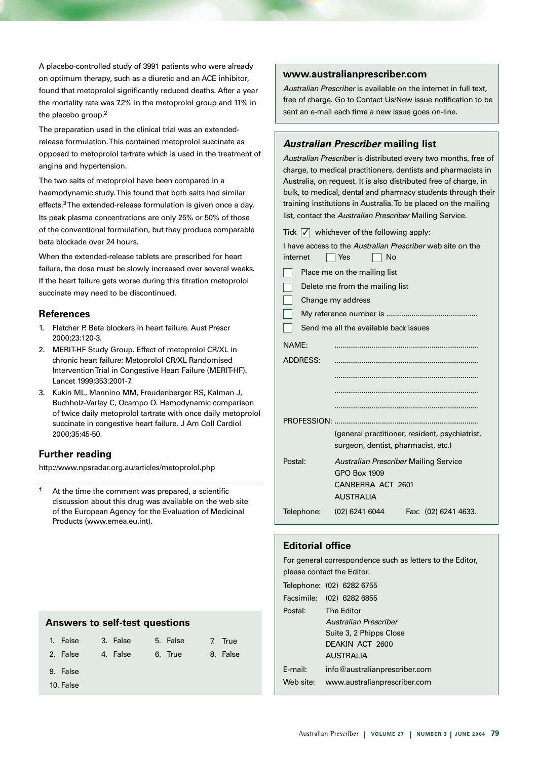A placebo-controlled study of 3991 patients who were already on optimum therapy, such as a diuretic and an ACE inhibitor, found that metoprolol significantly reduced deaths. After a year the mortality rate was 7.2% in the metoprolol group and 11% in the placebo group.[2]

The preparation used in the clinical trial was an extended-release formulation. This contained metoprolol succinate as opposed to metoprolol tartrate which is used in the treatment of angina and hypertension.

The two salts of metoprolol have been compared in a haemodynamic study. This found that both salts had similar effects.[3] The extended-release formulation is given once a day. Its peak plasma concentrations are only 25% or 50% of those of the conventional formulation, but they produce comparable beta blockade over 24 hours.

When the extended-release tablets are prescribed for heart failure, the dose must be slowly increased over several weeks. If the heart failure gets worse during this titration metoprolol succinate may need to be discontinued.

## References

1. Fletcher P. Beta blockers in heart failure. Aust Prescr 2000;23:120-3.
2. MERIT-HF Study Group. Effect of metoprolol CR/XL in chronic heart failure: Metoprolol CR/XL Randomised Intervention Trial in Congestive Heart Failure (MERIT-HF). Lancet 1999;353:2001-7.
3. Kukin ML, Mannino MM, Freudenberger RS, Kalman J, Buchholz-Varley C, Ocampo O. Hemodynamic comparison of twice daily metoprolol tartrate with once daily metoprolol succinate in congestive heart failure. J Am Coll Cardiol 2000;35:45-50.

## Further reading

http://www.npsradar.org.au/articles/metoprolol.php

† At the time the comment was prepared, a scientific discussion about this drug was available on the web site of the European Agency for the Evaluation of Medicinal Products (www.emea.eu.int).

## Answers to self-test questions

1. False
2. False
3. False
4. False
5. False
6. True
7. True
8. False
9. False
10. False

## www.australianprescriber.com

*Australian Prescriber* is available on the internet in full text, free of charge. Go to Contact Us/New issue notification to be sent an e-mail each time a new issue goes on-line.

## *Australian Prescriber* mailing list

*Australian Prescriber* is distributed every two months, free of charge, to medical practitioners, dentists and pharmacists in Australia, on request. It is also distributed free of charge, in bulk, to medical, dental and pharmacy students through their training institutions in Australia. To be placed on the mailing list, contact the *Australian Prescriber* Mailing Service.

Tick ☑ whichever of the following apply:

I have access to the *Australian Prescriber* web site on the internet ☐ Yes ☐ No

☐ Place me on the mailing list

☐ Delete me from the mailing list

☐ Change my address

☐ My reference number is ..............................................

☐ Send me all the available back issues

NAME: ........................................................................

ADDRESS: ........................................................................

........................................................................

........................................................................

........................................................................

PROFESSION: ........................................................................

(general practitioner, resident, psychiatrist, surgeon, dentist, pharmacist, etc.)

Postal: *Australian Prescriber* Mailing Service
GPO Box 1909
CANBERRA ACT 2601
AUSTRALIA

Telephone: (02) 6241 6044 Fax: (02) 6241 4633.

## Editorial office

For general correspondence such as letters to the Editor, please contact the Editor.

Telephone: (02) 6282 6755

Facsimile: (02) 6282 6855

Postal: The Editor
*Australian Prescriber*
Suite 3, 2 Phipps Close
DEAKIN ACT 2600
AUSTRALIA

E-mail: info@australianprescriber.com

Web site: www.australianprescriber.com